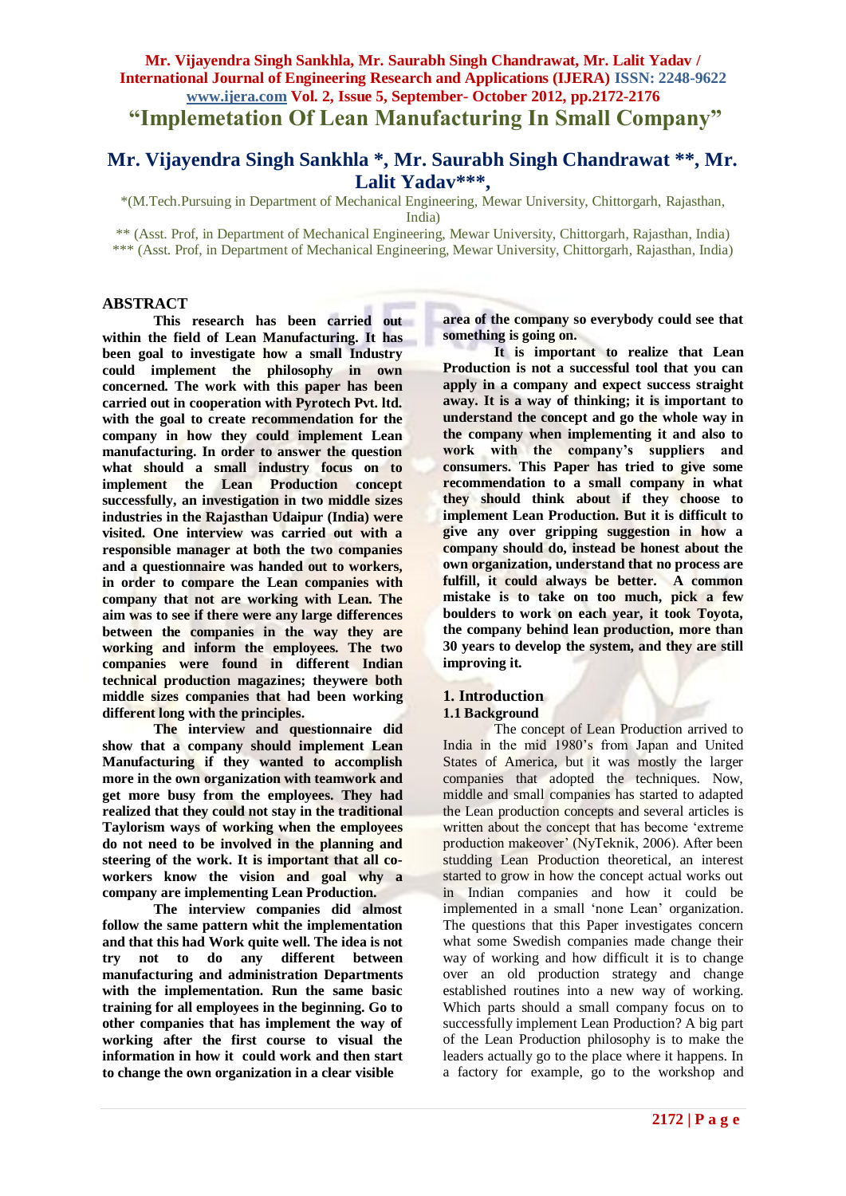# "Implemetation Of Lean Manufacturing In Small Company"

## Mr. Vijayendra Singh Sankhla *, Mr. Saurabh Singh Chandrawat **, Mr. Lalit Yadav***,

*(M.Tech.Pursuing in Department of Mechanical Engineering, Mewar University, Chittorgarh, Rajasthan, India)

** (Asst. Prof, in Department of Mechanical Engineering, Mewar University, Chittorgarh, Rajasthan, India)

*** (Asst. Prof, in Department of Mechanical Engineering, Mewar University, Chittorgarh, Rajasthan, India)

## ABSTRACT

**This research has been carried out within the field of Lean Manufacturing. It has been goal to investigate how a small Industry could implement the philosophy in own concerned. The work with this paper has been carried out in cooperation with Pyrotech Pvt. ltd. with the goal to create recommendation for the company in how they could implement Lean manufacturing. In order to answer the question what should a small industry focus on to implement the Lean Production concept successfully, an investigation in two middle sizes industries in the Rajasthan Udaipur (India) were visited. One interview was carried out with a responsible manager at both the two companies and a questionnaire was handed out to workers, in order to compare the Lean companies with company that not are working with Lean. The aim was to see if there were any large differences between the companies in the way they are working and inform the employees. The two companies were found in different Indian technical production magazines; theywere both middle sizes companies that had been working different long with the principles.**

**The interview and questionnaire did show that a company should implement Lean Manufacturing if they wanted to accomplish more in the own organization with teamwork and get more busy from the employees. They had realized that they could not stay in the traditional Taylorism ways of working when the employees do not need to be involved in the planning and steering of the work. It is important that all co-workers know the vision and goal why a company are implementing Lean Production.**

**The interview companies did almost follow the same pattern whit the implementation and that this had Work quite well. The idea is not try not to do any different between manufacturing and administration Departments with the implementation. Run the same basic training for all employees in the beginning. Go to other companies that has implement the way of working after the first course to visual the information in how it could work and then start to change the own organization in a clear visible area of the company so everybody could see that something is going on.**

**It is important to realize that Lean Production is not a successful tool that you can apply in a company and expect success straight away. It is a way of thinking; it is important to understand the concept and go the whole way in the company when implementing it and also to work with the company's suppliers and consumers. This Paper has tried to give some recommendation to a small company in what they should think about if they choose to implement Lean Production. But it is difficult to give any over gripping suggestion in how a company should do, instead be honest about the own organization, understand that no process are fulfill, it could always be better. A common mistake is to take on too much, pick a few boulders to work on each year, it took Toyota, the company behind lean production, more than 30 years to develop the system, and they are still improving it.**

## 1. Introduction

### 1.1 Background

The concept of Lean Production arrived to India in the mid 1980's from Japan and United States of America, but it was mostly the larger companies that adopted the techniques. Now, middle and small companies has started to adapted the Lean production concepts and several articles is written about the concept that has become 'extreme production makeover' (NyTeknik, 2006). After been studding Lean Production theoretical, an interest started to grow in how the concept actual works out in Indian companies and how it could be implemented in a small 'none Lean' organization. The questions that this Paper investigates concern what some Swedish companies made change their way of working and how difficult it is to change over an old production strategy and change established routines into a new way of working. Which parts should a small company focus on to successfully implement Lean Production? A big part of the Lean Production philosophy is to make the leaders actually go to the place where it happens. In a factory for example, go to the workshop and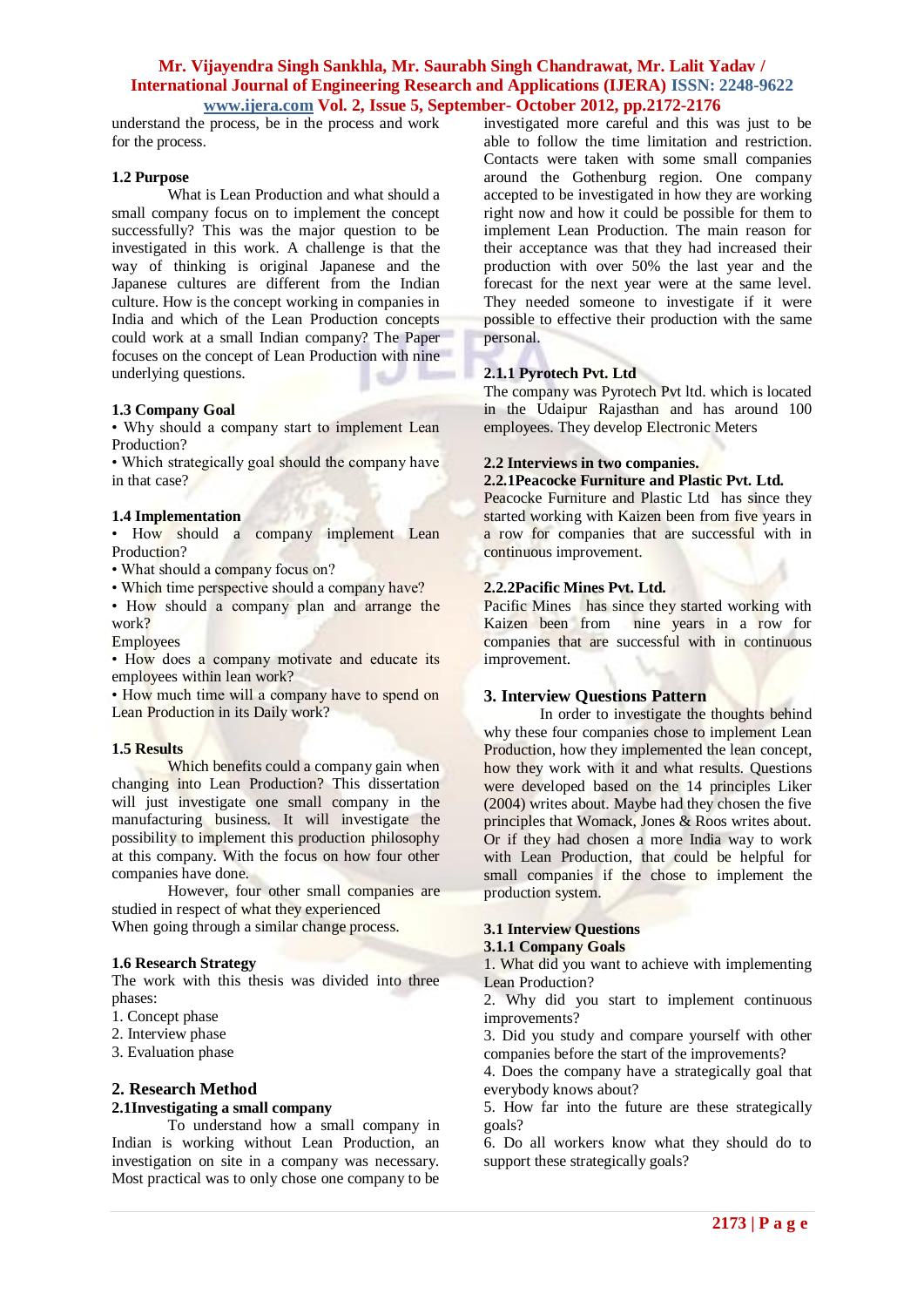understand the process, be in the process and work for the process.

### 1.2 Purpose

What is Lean Production and what should a small company focus on to implement the concept successfully? This was the major question to be investigated in this work. A challenge is that the way of thinking is original Japanese and the Japanese cultures are different from the Indian culture. How is the concept working in companies in India and which of the Lean Production concepts could work at a small Indian company? The Paper focuses on the concept of Lean Production with nine underlying questions.

### 1.3 Company Goal

- Why should a company start to implement Lean Production?
- Which strategically goal should the company have in that case?

### 1.4 Implementation

- How should a company implement Lean Production?
- What should a company focus on?
- Which time perspective should a company have?
- How should a company plan and arrange the work?

Employees

- How does a company motivate and educate its employees within lean work?
- How much time will a company have to spend on Lean Production in its Daily work?

### 1.5 Results

Which benefits could a company gain when changing into Lean Production? This dissertation will just investigate one small company in the manufacturing business. It will investigate the possibility to implement this production philosophy at this company. With the focus on how four other companies have done.

However, four other small companies are studied in respect of what they experienced When going through a similar change process.

### 1.6 Research Strategy

The work with this thesis was divided into three phases:

1. Concept phase
2. Interview phase
3. Evaluation phase

## 2. Research Method

### 2.1Investigating a small company

To understand how a small company in Indian is working without Lean Production, an investigation on site in a company was necessary. Most practical was to only chose one company to be investigated more careful and this was just to be able to follow the time limitation and restriction. Contacts were taken with some small companies around the Gothenburg region. One company accepted to be investigated in how they are working right now and how it could be possible for them to implement Lean Production. The main reason for their acceptance was that they had increased their production with over 50% the last year and the forecast for the next year were at the same level. They needed someone to investigate if it were possible to effective their production with the same personal.

### 2.1.1 Pyrotech Pvt. Ltd

The company was Pyrotech Pvt ltd. which is located in the Udaipur Rajasthan and has around 100 employees. They develop Electronic Meters

### 2.2 Interviews in two companies.

### 2.2.1Peacocke Furniture and Plastic Pvt. Ltd.

Peacocke Furniture and Plastic Ltd has since they started working with Kaizen been from five years in a row for companies that are successful with in continuous improvement.

### 2.2.2Pacific Mines Pvt. Ltd.

Pacific Mines has since they started working with Kaizen been from nine years in a row for companies that are successful with in continuous improvement.

## 3. Interview Questions Pattern

In order to investigate the thoughts behind why these four companies chose to implement Lean Production, how they implemented the lean concept, how they work with it and what results. Questions were developed based on the 14 principles Liker (2004) writes about. Maybe had they chosen the five principles that Womack, Jones & Roos writes about. Or if they had chosen a more India way to work with Lean Production, that could be helpful for small companies if the chose to implement the production system.

### 3.1 Interview Questions

### 3.1.1 Company Goals

1. What did you want to achieve with implementing Lean Production?
2. Why did you start to implement continuous improvements?
3. Did you study and compare yourself with other companies before the start of the improvements?
4. Does the company have a strategically goal that everybody knows about?
5. How far into the future are these strategically goals?
6. Do all workers know what they should do to support these strategically goals?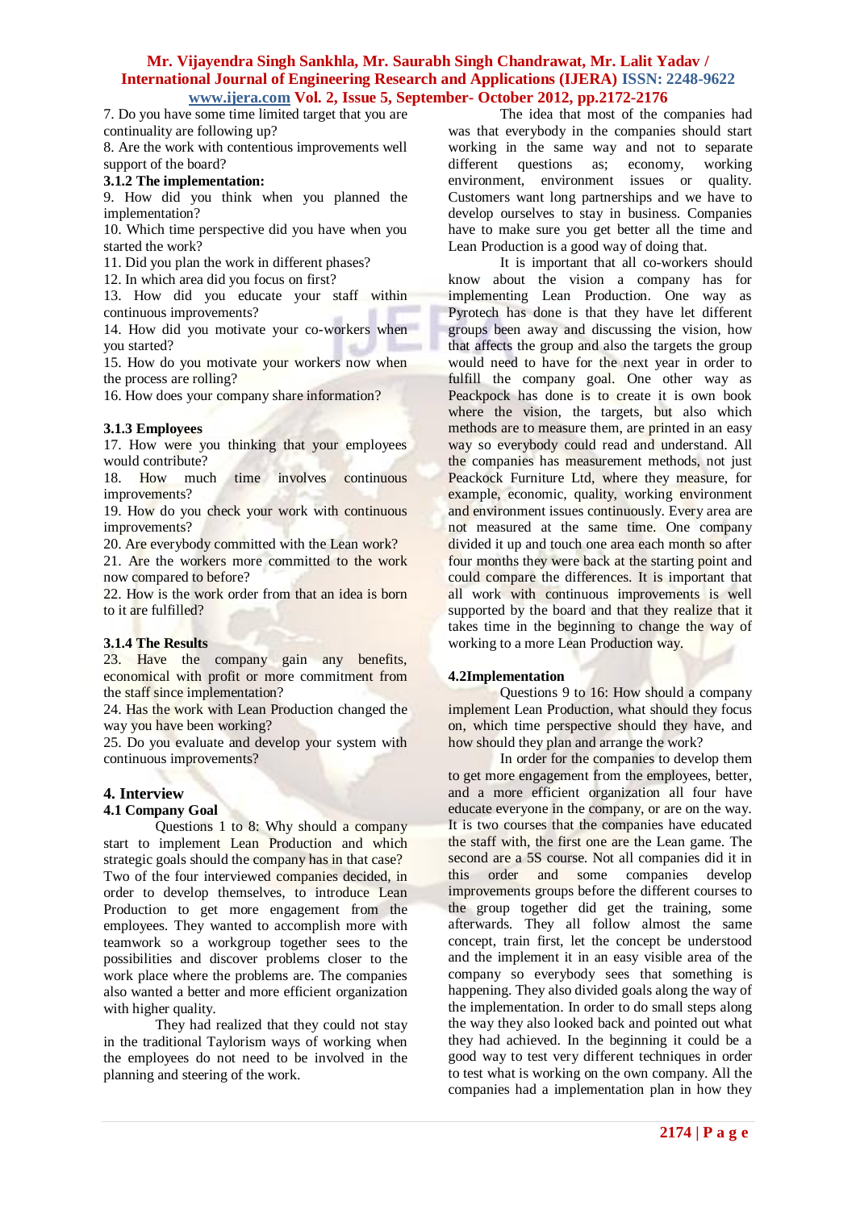7. Do you have some time limited target that you are continuality are following up?

8. Are the work with contentious improvements well support of the board?

### 3.1.2 The implementation:

9. How did you think when you planned the implementation?

10. Which time perspective did you have when you started the work?

11. Did you plan the work in different phases?

12. In which area did you focus on first?

13. How did you educate your staff within continuous improvements?

14. How did you motivate your co-workers when you started?

15. How do you motivate your workers now when the process are rolling?

16. How does your company share information?

### 3.1.3 Employees

17. How were you thinking that your employees would contribute?

18. How much time involves continuous improvements?

19. How do you check your work with continuous improvements?

20. Are everybody committed with the Lean work?

21. Are the workers more committed to the work now compared to before?

22. How is the work order from that an idea is born to it are fulfilled?

### 3.1.4 The Results

23. Have the company gain any benefits, economical with profit or more commitment from the staff since implementation?

24. Has the work with Lean Production changed the way you have been working?

25. Do you evaluate and develop your system with continuous improvements?

## 4. Interview

### 4.1 Company Goal

Questions 1 to 8: Why should a company start to implement Lean Production and which strategic goals should the company has in that case? Two of the four interviewed companies decided, in order to develop themselves, to introduce Lean Production to get more engagement from the employees. They wanted to accomplish more with teamwork so a workgroup together sees to the possibilities and discover problems closer to the work place where the problems are. The companies also wanted a better and more efficient organization with higher quality.

They had realized that they could not stay in the traditional Taylorism ways of working when the employees do not need to be involved in the planning and steering of the work.

The idea that most of the companies had was that everybody in the companies should start working in the same way and not to separate different questions as; economy, working environment, environment issues or quality. Customers want long partnerships and we have to develop ourselves to stay in business. Companies have to make sure you get better all the time and Lean Production is a good way of doing that.

It is important that all co-workers should know about the vision a company has for implementing Lean Production. One way as Pyrotech has done is that they have let different groups been away and discussing the vision, how that affects the group and also the targets the group would need to have for the next year in order to fulfill the company goal. One other way as Peackpock has done is to create it is own book where the vision, the targets, but also which methods are to measure them, are printed in an easy way so everybody could read and understand. All the companies has measurement methods, not just Peackock Furniture Ltd, where they measure, for example, economic, quality, working environment and environment issues continuously. Every area are not measured at the same time. One company divided it up and touch one area each month so after four months they were back at the starting point and could compare the differences. It is important that all work with continuous improvements is well supported by the board and that they realize that it takes time in the beginning to change the way of working to a more Lean Production way.

### 4.2 Implementation

Questions 9 to 16: How should a company implement Lean Production, what should they focus on, which time perspective should they have, and how should they plan and arrange the work?

In order for the companies to develop them to get more engagement from the employees, better, and a more efficient organization all four have educate everyone in the company, or are on the way. It is two courses that the companies have educated the staff with, the first one are the Lean game. The second are a 5S course. Not all companies did it in this order and some companies develop improvements groups before the different courses to the group together did get the training, some afterwards. They all follow almost the same concept, train first, let the concept be understood and the implement it in an easy visible area of the company so everybody sees that something is happening. They also divided goals along the way of the implementation. In order to do small steps along the way they also looked back and pointed out what they had achieved. In the beginning it could be a good way to test very different techniques in order to test what is working on the own company. All the companies had a implementation plan in how they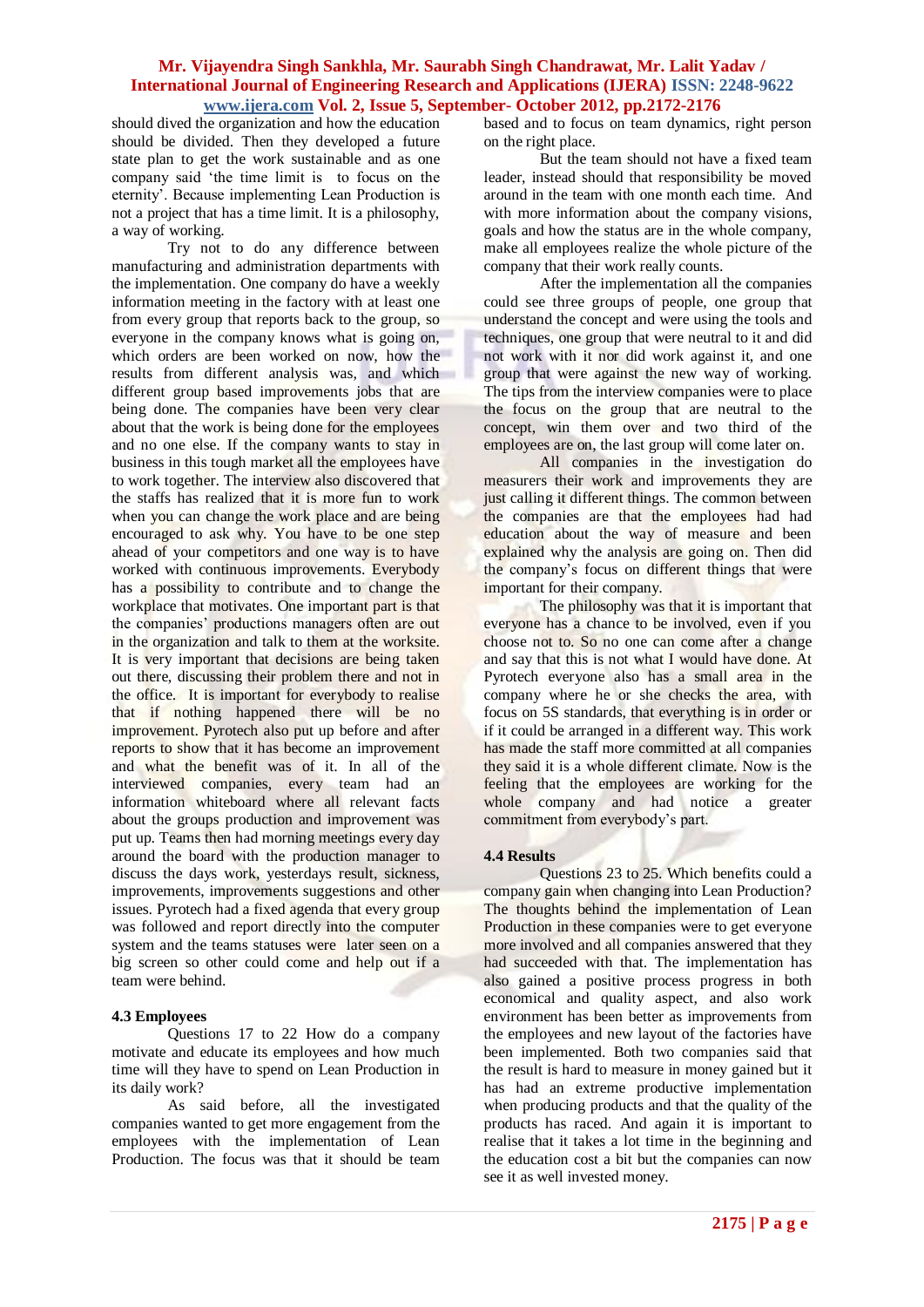should dived the organization and how the education should be divided. Then they developed a future state plan to get the work sustainable and as one company said 'the time limit is to focus on the eternity'. Because implementing Lean Production is not a project that has a time limit. It is a philosophy, a way of working.

Try not to do any difference between manufacturing and administration departments with the implementation. One company do have a weekly information meeting in the factory with at least one from every group that reports back to the group, so everyone in the company knows what is going on, which orders are been worked on now, how the results from different analysis was, and which different group based improvements jobs that are being done. The companies have been very clear about that the work is being done for the employees and no one else. If the company wants to stay in business in this tough market all the employees have to work together. The interview also discovered that the staffs has realized that it is more fun to work when you can change the work place and are being encouraged to ask why. You have to be one step ahead of your competitors and one way is to have worked with continuous improvements. Everybody has a possibility to contribute and to change the workplace that motivates. One important part is that the companies' productions managers often are out in the organization and talk to them at the worksite. It is very important that decisions are being taken out there, discussing their problem there and not in the office. It is important for everybody to realise that if nothing happened there will be no improvement. Pyrotech also put up before and after reports to show that it has become an improvement and what the benefit was of it. In all of the interviewed companies, every team had an information whiteboard where all relevant facts about the groups production and improvement was put up. Teams then had morning meetings every day around the board with the production manager to discuss the days work, yesterdays result, sickness, improvements, improvements suggestions and other issues. Pyrotech had a fixed agenda that every group was followed and report directly into the computer system and the teams statuses were later seen on a big screen so other could come and help out if a team were behind.

### 4.3 Employees

Questions 17 to 22 How do a company motivate and educate its employees and how much time will they have to spend on Lean Production in its daily work?

As said before, all the investigated companies wanted to get more engagement from the employees with the implementation of Lean Production. The focus was that it should be team based and to focus on team dynamics, right person on the right place.

But the team should not have a fixed team leader, instead should that responsibility be moved around in the team with one month each time. And with more information about the company visions, goals and how the status are in the whole company, make all employees realize the whole picture of the company that their work really counts.

After the implementation all the companies could see three groups of people, one group that understand the concept and were using the tools and techniques, one group that were neutral to it and did not work with it nor did work against it, and one group that were against the new way of working. The tips from the interview companies were to place the focus on the group that are neutral to the concept, win them over and two third of the employees are on, the last group will come later on.

All companies in the investigation do measurers their work and improvements they are just calling it different things. The common between the companies are that the employees had had education about the way of measure and been explained why the analysis are going on. Then did the company's focus on different things that were important for their company.

The philosophy was that it is important that everyone has a chance to be involved, even if you choose not to. So no one can come after a change and say that this is not what I would have done. At Pyrotech everyone also has a small area in the company where he or she checks the area, with focus on 5S standards, that everything is in order or if it could be arranged in a different way. This work has made the staff more committed at all companies they said it is a whole different climate. Now is the feeling that the employees are working for the whole company and had notice a greater commitment from everybody's part.

### 4.4 Results

Questions 23 to 25. Which benefits could a company gain when changing into Lean Production? The thoughts behind the implementation of Lean Production in these companies were to get everyone more involved and all companies answered that they had succeeded with that. The implementation has also gained a positive process progress in both economical and quality aspect, and also work environment has been better as improvements from the employees and new layout of the factories have been implemented. Both two companies said that the result is hard to measure in money gained but it has had an extreme productive implementation when producing products and that the quality of the products has raced. And again it is important to realise that it takes a lot time in the beginning and the education cost a bit but the companies can now see it as well invested money.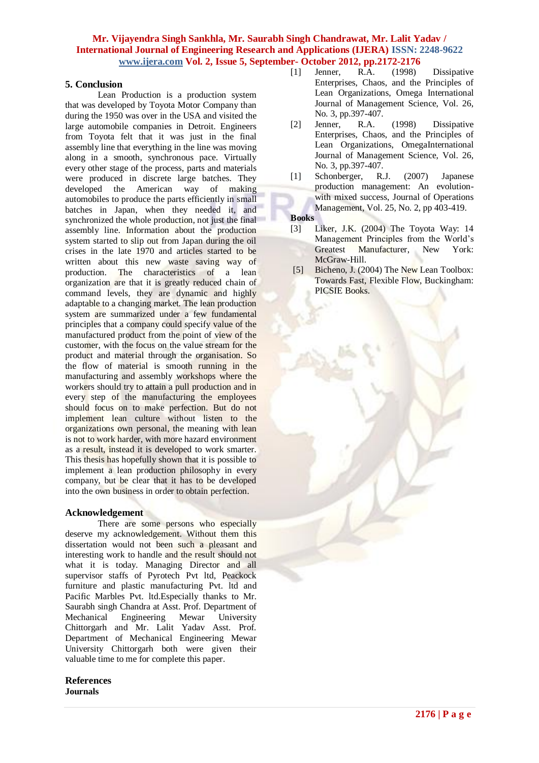## 5. Conclusion

Lean Production is a production system that was developed by Toyota Motor Company than during the 1950 was over in the USA and visited the large automobile companies in Detroit. Engineers from Toyota felt that it was just in the final assembly line that everything in the line was moving along in a smooth, synchronous pace. Virtually every other stage of the process, parts and materials were produced in discrete large batches. They developed the American way of making automobiles to produce the parts efficiently in small batches in Japan, when they needed it, and synchronized the whole production, not just the final assembly line. Information about the production system started to slip out from Japan during the oil crises in the late 1970 and articles started to be written about this new waste saving way of production. The characteristics of a lean organization are that it is greatly reduced chain of command levels, they are dynamic and highly adaptable to a changing market. The lean production system are summarized under a few fundamental principles that a company could specify value of the manufactured product from the point of view of the customer, with the focus on the value stream for the product and material through the organisation. So the flow of material is smooth running in the manufacturing and assembly workshops where the workers should try to attain a pull production and in every step of the manufacturing the employees should focus on to make perfection. But do not implement lean culture without listen to the organizations own personal, the meaning with lean is not to work harder, with more hazard environment as a result, instead it is developed to work smarter. This thesis has hopefully shown that it is possible to implement a lean production philosophy in every company, but be clear that it has to be developed into the own business in order to obtain perfection.

## Acknowledgement

There are some persons who especially deserve my acknowledgement. Without them this dissertation would not been such a pleasant and interesting work to handle and the result should not what it is today. Managing Director and all supervisor staffs of Pyrotech Pvt ltd, Peackock furniture and plastic manufacturing Pvt. ltd and Pacific Marbles Pvt. ltd.Especially thanks to Mr. Saurabh singh Chandra at Asst. Prof. Department of Mechanical Engineering Mewar University Chittorgarh and Mr. Lalit Yadav Asst. Prof. Department of Mechanical Engineering Mewar University Chittorgarh both were given their valuable time to me for complete this paper.

## References

**Journals**

[1] Jenner, R.A. (1998) Dissipative Enterprises, Chaos, and the Principles of Lean Organizations, Omega International Journal of Management Science, Vol. 26, No. 3, pp.397-407.

[2] Jenner, R.A. (1998) Dissipative Enterprises, Chaos, and the Principles of Lean Organizations, OmegaInternational Journal of Management Science, Vol. 26, No. 3, pp.397-407.

[1] Schonberger, R.J. (2007) Japanese production management: An evolution-with mixed success, Journal of Operations Management, Vol. 25, No. 2, pp 403-419.

**Books**

[3] Liker, J.K. (2004) The Toyota Way: 14 Management Principles from the World's Greatest Manufacturer, New York: McGraw-Hill.

[5] Bicheno, J. (2004) The New Lean Toolbox: Towards Fast, Flexible Flow, Buckingham: PICSIE Books.